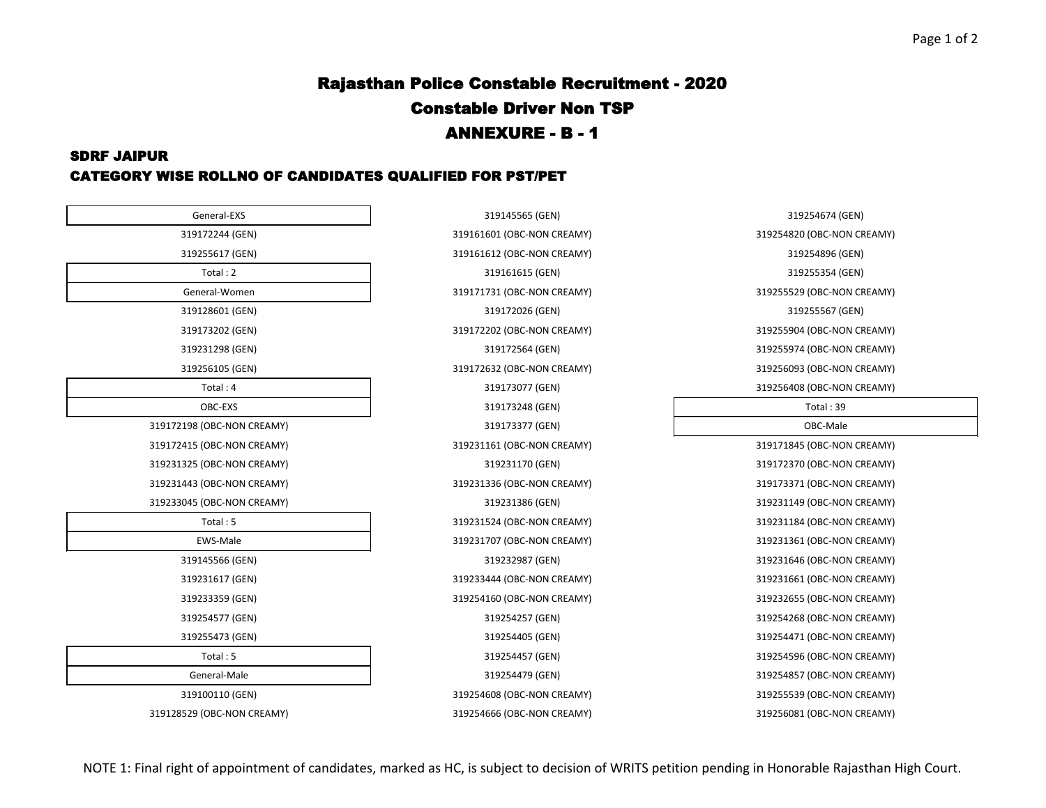# Rajasthan Police Constable Recruitment - 2020

## Constable Driver Non TSP

## ANNEXURE - B - 1

### SDRF JAIPUR

### CATEGORY WISE ROLLNO OF CANDIDATES QUALIFIED FOR PST/PET

**General-EXS**

319172244 (GEN)
319255617 (GEN)

Total : 2

**General-Women**

319128601 (GEN)
319173202 (GEN)
319231298 (GEN)
319256105 (GEN)

Total : 4

**OBC-EXS**

319172198 (OBC-NON CREAMY)
319172415 (OBC-NON CREAMY)
319231325 (OBC-NON CREAMY)
319231443 (OBC-NON CREAMY)
319233045 (OBC-NON CREAMY)

Total : 5

**EWS-Male**

319145566 (GEN)
319231617 (GEN)
319233359 (GEN)
319254577 (GEN)
319255473 (GEN)

Total : 5

**General-Male**

319100110 (GEN)
319128529 (OBC-NON CREAMY)
319145565 (GEN)
319161601 (OBC-NON CREAMY)
319161612 (OBC-NON CREAMY)
319161615 (GEN)
319171731 (OBC-NON CREAMY)
319172026 (GEN)
319172202 (OBC-NON CREAMY)
319172564 (GEN)
319172632 (OBC-NON CREAMY)
319173077 (GEN)
319173248 (GEN)
319173377 (GEN)
319231161 (OBC-NON CREAMY)
319231170 (GEN)
319231336 (OBC-NON CREAMY)
319231386 (GEN)
319231524 (OBC-NON CREAMY)
319231707 (OBC-NON CREAMY)
319232987 (GEN)
319233444 (OBC-NON CREAMY)
319254160 (OBC-NON CREAMY)
319254257 (GEN)
319254405 (GEN)
319254457 (GEN)
319254479 (GEN)
319254608 (OBC-NON CREAMY)
319254666 (OBC-NON CREAMY)
319254674 (GEN)
319254820 (OBC-NON CREAMY)
319254896 (GEN)
319255354 (GEN)
319255529 (OBC-NON CREAMY)
319255567 (GEN)
319255904 (OBC-NON CREAMY)
319255974 (OBC-NON CREAMY)
319256093 (OBC-NON CREAMY)
319256408 (OBC-NON CREAMY)

Total : 39

**OBC-Male**

319171845 (OBC-NON CREAMY)
319172370 (OBC-NON CREAMY)
319173371 (OBC-NON CREAMY)
319231149 (OBC-NON CREAMY)
319231184 (OBC-NON CREAMY)
319231361 (OBC-NON CREAMY)
319231646 (OBC-NON CREAMY)
319231661 (OBC-NON CREAMY)
319232655 (OBC-NON CREAMY)
319254268 (OBC-NON CREAMY)
319254471 (OBC-NON CREAMY)
319254596 (OBC-NON CREAMY)
319254857 (OBC-NON CREAMY)
319255539 (OBC-NON CREAMY)
319256081 (OBC-NON CREAMY)

NOTE 1: Final right of appointment of candidates, marked as HC, is subject to decision of WRITS petition pending in Honorable Rajasthan High Court.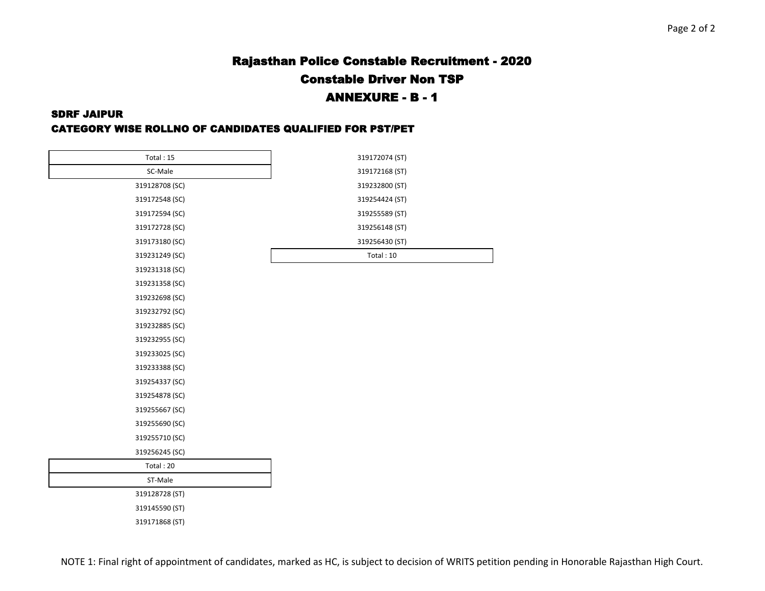# Rajasthan Police Constable Recruitment - 2020

## Constable Driver Non TSP

## ANNEXURE - B - 1

### SDRF JAIPUR

### CATEGORY WISE ROLLNO OF CANDIDATES QUALIFIED FOR PST/PET

Total : 15

SC-Male

319128708 (SC)
319172548 (SC)
319172594 (SC)
319172728 (SC)
319173180 (SC)
319231249 (SC)
319231318 (SC)
319231358 (SC)
319232698 (SC)
319232792 (SC)
319232885 (SC)
319232955 (SC)
319233025 (SC)
319233388 (SC)
319254337 (SC)
319254878 (SC)
319255667 (SC)
319255690 (SC)
319255710 (SC)
319256245 (SC)

Total : 20

ST-Male

319128728 (ST)
319145590 (ST)
319171868 (ST)
319172074 (ST)
319172168 (ST)
319232800 (ST)
319254424 (ST)
319255589 (ST)
319256148 (ST)
319256430 (ST)

Total : 10

NOTE 1: Final right of appointment of candidates, marked as HC, is subject to decision of WRITS petition pending in Honorable Rajasthan High Court.